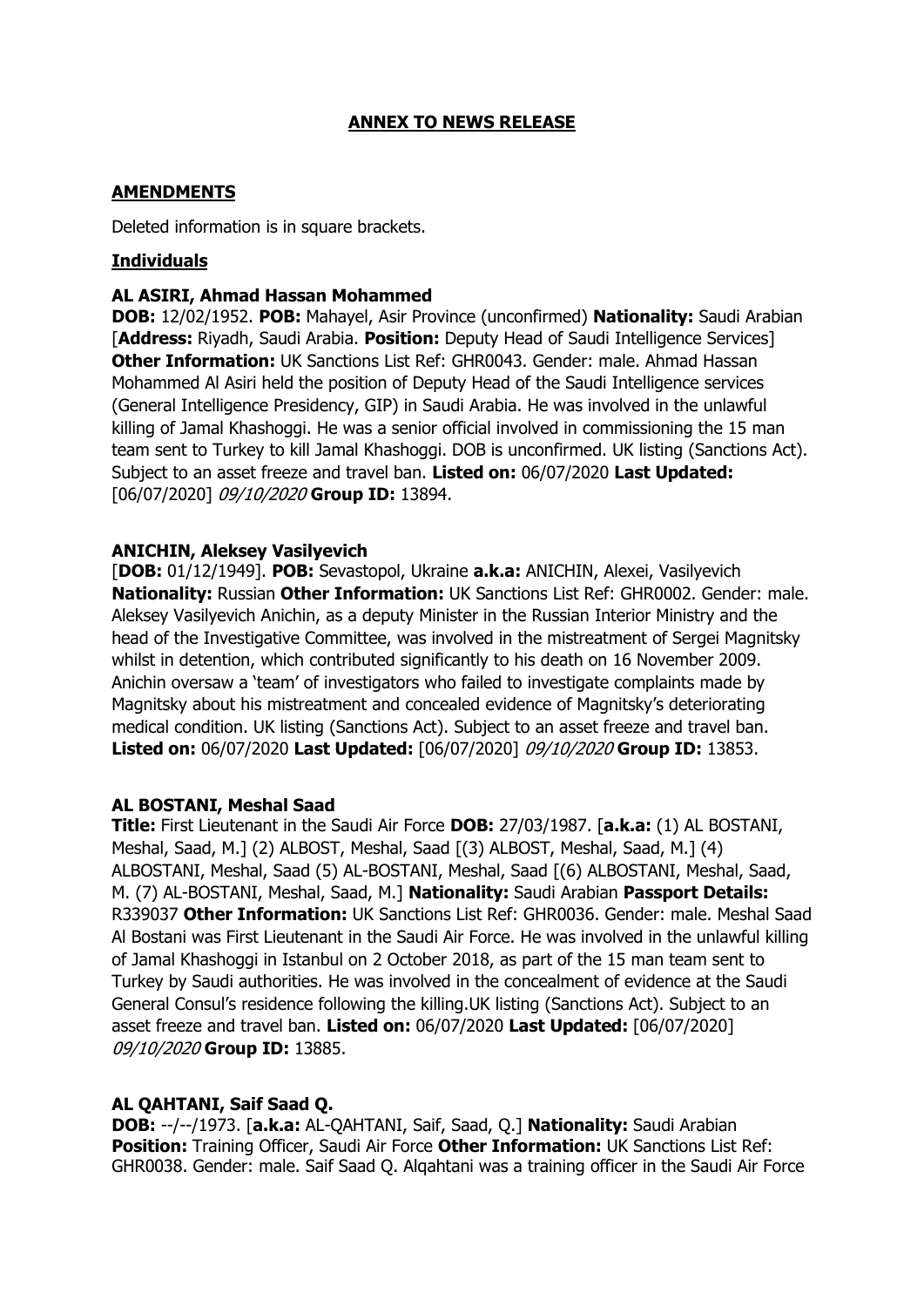## ANNEX TO NEWS RELEASE

### AMENDMENTS

Deleted information is in square brackets.

#### Individuals

**AL ASIRI, Ahmad Hassan Mohammed**

**DOB:** 12/02/1952. **POB:** Mahayel, Asir Province (unconfirmed) **Nationality:** Saudi Arabian [**Address:** Riyadh, Saudi Arabia. **Position:** Deputy Head of Saudi Intelligence Services] **Other Information:** UK Sanctions List Ref: GHR0043. Gender: male. Ahmad Hassan Mohammed Al Asiri held the position of Deputy Head of the Saudi Intelligence services (General Intelligence Presidency, GIP) in Saudi Arabia. He was involved in the unlawful killing of Jamal Khashoggi. He was a senior official involved in commissioning the 15 man team sent to Turkey to kill Jamal Khashoggi. DOB is unconfirmed. UK listing (Sanctions Act). Subject to an asset freeze and travel ban. **Listed on:** 06/07/2020 **Last Updated:** [06/07/2020] *09/10/2020* **Group ID:** 13894.

**ANICHIN, Aleksey Vasilyevich**

[**DOB:** 01/12/1949]. **POB:** Sevastopol, Ukraine **a.k.a:** ANICHIN, Alexei, Vasilyevich **Nationality:** Russian **Other Information:** UK Sanctions List Ref: GHR0002. Gender: male. Aleksey Vasilyevich Anichin, as a deputy Minister in the Russian Interior Ministry and the head of the Investigative Committee, was involved in the mistreatment of Sergei Magnitsky whilst in detention, which contributed significantly to his death on 16 November 2009. Anichin oversaw a 'team' of investigators who failed to investigate complaints made by Magnitsky about his mistreatment and concealed evidence of Magnitsky's deteriorating medical condition. UK listing (Sanctions Act). Subject to an asset freeze and travel ban. **Listed on:** 06/07/2020 **Last Updated:** [06/07/2020] *09/10/2020* **Group ID:** 13853.

**AL BOSTANI, Meshal Saad**

**Title:** First Lieutenant in the Saudi Air Force **DOB:** 27/03/1987. [**a.k.a:** (1) AL BOSTANI, Meshal, Saad, M.] (2) ALBOST, Meshal, Saad [(3) ALBOST, Meshal, Saad, M.] (4) ALBOSTANI, Meshal, Saad (5) AL-BOSTANI, Meshal, Saad [(6) ALBOSTANI, Meshal, Saad, M. (7) AL-BOSTANI, Meshal, Saad, M.] **Nationality:** Saudi Arabian **Passport Details:** R339037 **Other Information:** UK Sanctions List Ref: GHR0036. Gender: male. Meshal Saad Al Bostani was First Lieutenant in the Saudi Air Force. He was involved in the unlawful killing of Jamal Khashoggi in Istanbul on 2 October 2018, as part of the 15 man team sent to Turkey by Saudi authorities. He was involved in the concealment of evidence at the Saudi General Consul's residence following the killing.UK listing (Sanctions Act). Subject to an asset freeze and travel ban. **Listed on:** 06/07/2020 **Last Updated:** [06/07/2020] *09/10/2020* **Group ID:** 13885.

**AL QAHTANI, Saif Saad Q.**

**DOB:** --/--/1973. [**a.k.a:** AL-QAHTANI, Saif, Saad, Q.] **Nationality:** Saudi Arabian **Position:** Training Officer, Saudi Air Force **Other Information:** UK Sanctions List Ref: GHR0038. Gender: male. Saif Saad Q. Alqahtani was a training officer in the Saudi Air Force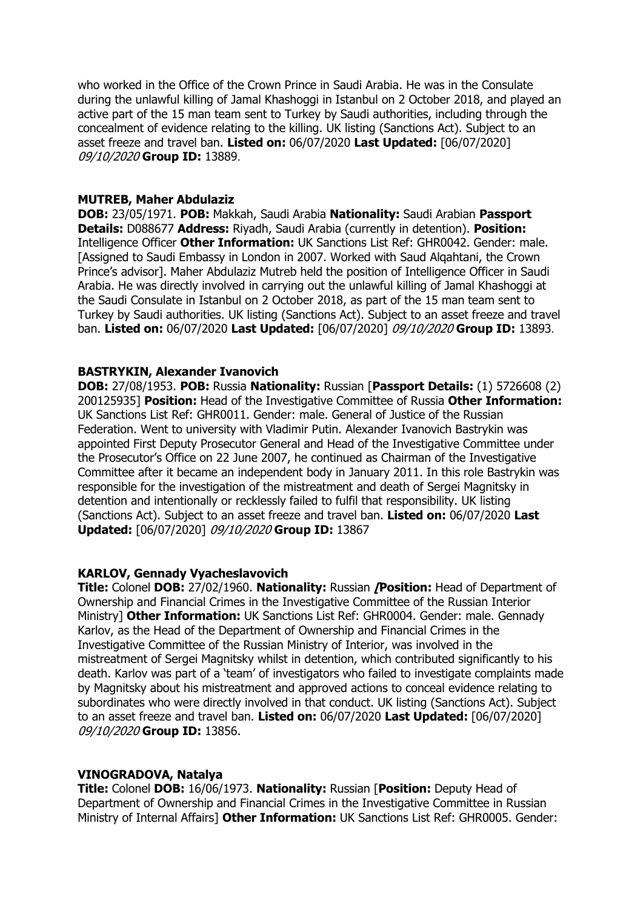who worked in the Office of the Crown Prince in Saudi Arabia. He was in the Consulate during the unlawful killing of Jamal Khashoggi in Istanbul on 2 October 2018, and played an active part of the 15 man team sent to Turkey by Saudi authorities, including through the concealment of evidence relating to the killing. UK listing (Sanctions Act). Subject to an asset freeze and travel ban. **Listed on:** 06/07/2020 **Last Updated:** [06/07/2020] *09/10/2020* **Group ID:** 13889.

**MUTREB, Maher Abdulaziz**

**DOB:** 23/05/1971. **POB:** Makkah, Saudi Arabia **Nationality:** Saudi Arabian **Passport Details:** D088677 **Address:** Riyadh, Saudi Arabia (currently in detention). **Position:** Intelligence Officer **Other Information:** UK Sanctions List Ref: GHR0042. Gender: male. [Assigned to Saudi Embassy in London in 2007. Worked with Saud Alqahtani, the Crown Prince's advisor]. Maher Abdulaziz Mutreb held the position of Intelligence Officer in Saudi Arabia. He was directly involved in carrying out the unlawful killing of Jamal Khashoggi at the Saudi Consulate in Istanbul on 2 October 2018, as part of the 15 man team sent to Turkey by Saudi authorities. UK listing (Sanctions Act). Subject to an asset freeze and travel ban. **Listed on:** 06/07/2020 **Last Updated:** [06/07/2020] *09/10/2020* **Group ID:** 13893.

**BASTRYKIN, Alexander Ivanovich**

**DOB:** 27/08/1953. **POB:** Russia **Nationality:** Russian [**Passport Details:** (1) 5726608 (2) 200125935] **Position:** Head of the Investigative Committee of Russia **Other Information:** UK Sanctions List Ref: GHR0011. Gender: male. General of Justice of the Russian Federation. Went to university with Vladimir Putin. Alexander Ivanovich Bastrykin was appointed First Deputy Prosecutor General and Head of the Investigative Committee under the Prosecutor's Office on 22 June 2007, he continued as Chairman of the Investigative Committee after it became an independent body in January 2011. In this role Bastrykin was responsible for the investigation of the mistreatment and death of Sergei Magnitsky in detention and intentionally or recklessly failed to fulfil that responsibility. UK listing (Sanctions Act). Subject to an asset freeze and travel ban. **Listed on:** 06/07/2020 **Last Updated:** [06/07/2020] *09/10/2020* **Group ID:** 13867

**KARLOV, Gennady Vyacheslavovich**

**Title:** Colonel **DOB:** 27/02/1960. **Nationality:** Russian **/Position:** Head of Department of Ownership and Financial Crimes in the Investigative Committee of the Russian Interior Ministry] **Other Information:** UK Sanctions List Ref: GHR0004. Gender: male. Gennady Karlov, as the Head of the Department of Ownership and Financial Crimes in the Investigative Committee of the Russian Ministry of Interior, was involved in the mistreatment of Sergei Magnitsky whilst in detention, which contributed significantly to his death. Karlov was part of a 'team' of investigators who failed to investigate complaints made by Magnitsky about his mistreatment and approved actions to conceal evidence relating to subordinates who were directly involved in that conduct. UK listing (Sanctions Act). Subject to an asset freeze and travel ban. **Listed on:** 06/07/2020 **Last Updated:** [06/07/2020] *09/10/2020* **Group ID:** 13856.

**VINOGRADOVA, Natalya**

**Title:** Colonel **DOB:** 16/06/1973. **Nationality:** Russian [**Position:** Deputy Head of Department of Ownership and Financial Crimes in the Investigative Committee in Russian Ministry of Internal Affairs] **Other Information:** UK Sanctions List Ref: GHR0005. Gender: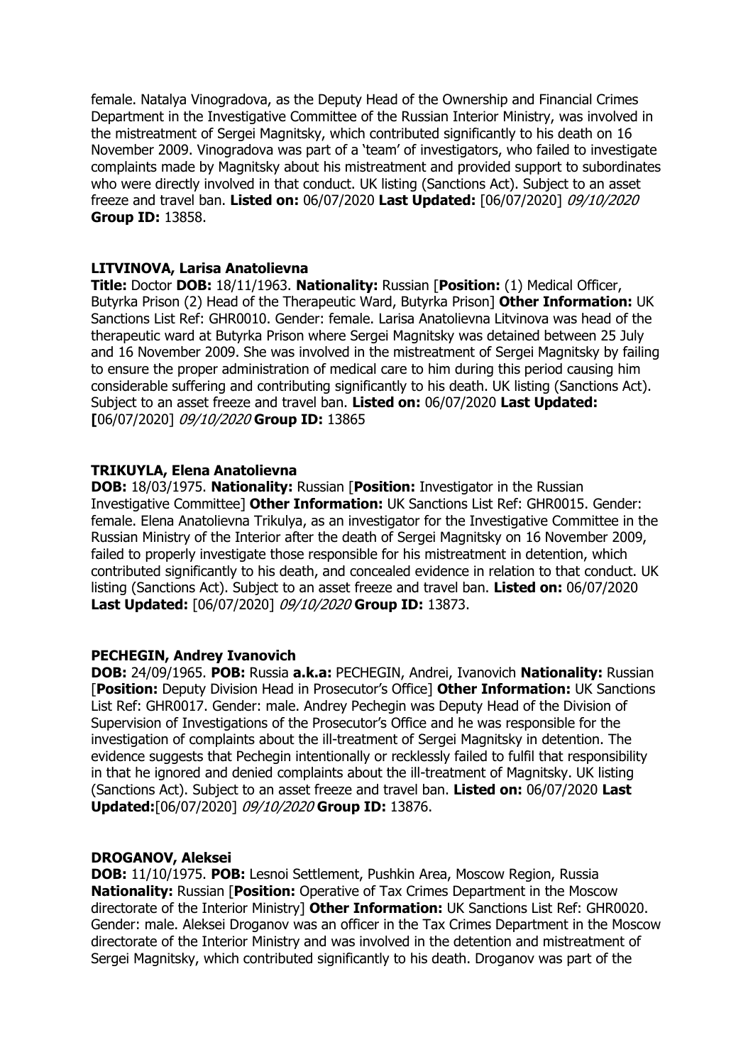female. Natalya Vinogradova, as the Deputy Head of the Ownership and Financial Crimes Department in the Investigative Committee of the Russian Interior Ministry, was involved in the mistreatment of Sergei Magnitsky, which contributed significantly to his death on 16 November 2009. Vinogradova was part of a 'team' of investigators, who failed to investigate complaints made by Magnitsky about his mistreatment and provided support to subordinates who were directly involved in that conduct. UK listing (Sanctions Act). Subject to an asset freeze and travel ban. **Listed on:** 06/07/2020 **Last Updated:** [06/07/2020] *09/10/2020* **Group ID:** 13858.

**LITVINOVA, Larisa Anatolievna**

**Title:** Doctor **DOB:** 18/11/1963. **Nationality:** Russian [**Position:** (1) Medical Officer, Butyrka Prison (2) Head of the Therapeutic Ward, Butyrka Prison] **Other Information:** UK Sanctions List Ref: GHR0010. Gender: female. Larisa Anatolievna Litvinova was head of the therapeutic ward at Butyrka Prison where Sergei Magnitsky was detained between 25 July and 16 November 2009. She was involved in the mistreatment of Sergei Magnitsky by failing to ensure the proper administration of medical care to him during this period causing him considerable suffering and contributing significantly to his death. UK listing (Sanctions Act). Subject to an asset freeze and travel ban. **Listed on:** 06/07/2020 **Last Updated:** **[**06/07/2020] *09/10/2020* **Group ID:** 13865

**TRIKUYLA, Elena Anatolievna**

**DOB:** 18/03/1975. **Nationality:** Russian [**Position:** Investigator in the Russian Investigative Committee] **Other Information:** UK Sanctions List Ref: GHR0015. Gender: female. Elena Anatolievna Trikulya, as an investigator for the Investigative Committee in the Russian Ministry of the Interior after the death of Sergei Magnitsky on 16 November 2009, failed to properly investigate those responsible for his mistreatment in detention, which contributed significantly to his death, and concealed evidence in relation to that conduct. UK listing (Sanctions Act). Subject to an asset freeze and travel ban. **Listed on:** 06/07/2020 **Last Updated:** [06/07/2020] *09/10/2020* **Group ID:** 13873.

**PECHEGIN, Andrey Ivanovich**

**DOB:** 24/09/1965. **POB:** Russia **a.k.a:** PECHEGIN, Andrei, Ivanovich **Nationality:** Russian [**Position:** Deputy Division Head in Prosecutor's Office] **Other Information:** UK Sanctions List Ref: GHR0017. Gender: male. Andrey Pechegin was Deputy Head of the Division of Supervision of Investigations of the Prosecutor's Office and he was responsible for the investigation of complaints about the ill-treatment of Sergei Magnitsky in detention. The evidence suggests that Pechegin intentionally or recklessly failed to fulfil that responsibility in that he ignored and denied complaints about the ill-treatment of Magnitsky. UK listing (Sanctions Act). Subject to an asset freeze and travel ban. **Listed on:** 06/07/2020 **Last Updated:**[06/07/2020] *09/10/2020* **Group ID:** 13876.

**DROGANOV, Aleksei**

**DOB:** 11/10/1975. **POB:** Lesnoi Settlement, Pushkin Area, Moscow Region, Russia **Nationality:** Russian [**Position:** Operative of Tax Crimes Department in the Moscow directorate of the Interior Ministry] **Other Information:** UK Sanctions List Ref: GHR0020. Gender: male. Aleksei Droganov was an officer in the Tax Crimes Department in the Moscow directorate of the Interior Ministry and was involved in the detention and mistreatment of Sergei Magnitsky, which contributed significantly to his death. Droganov was part of the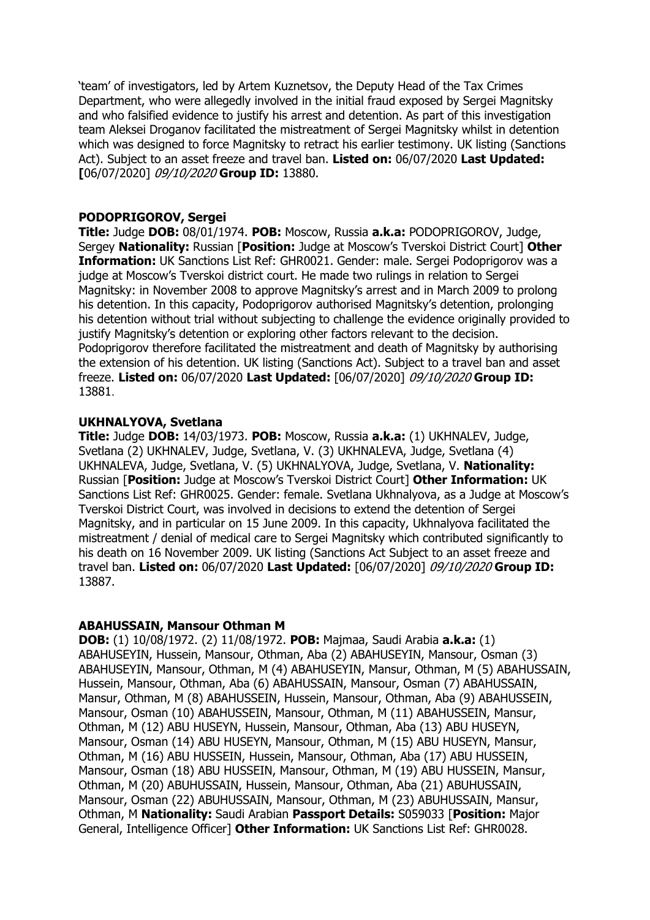'team' of investigators, led by Artem Kuznetsov, the Deputy Head of the Tax Crimes Department, who were allegedly involved in the initial fraud exposed by Sergei Magnitsky and who falsified evidence to justify his arrest and detention. As part of this investigation team Aleksei Droganov facilitated the mistreatment of Sergei Magnitsky whilst in detention which was designed to force Magnitsky to retract his earlier testimony. UK listing (Sanctions Act). Subject to an asset freeze and travel ban. **Listed on:** 06/07/2020 **Last Updated:** **[**06/07/2020] *09/10/2020* **Group ID:** 13880.

**PODOPRIGOROV, Sergei**

**Title:** Judge **DOB:** 08/01/1974. **POB:** Moscow, Russia **a.k.a:** PODOPRIGOROV, Judge, Sergey **Nationality:** Russian [**Position:** Judge at Moscow's Tverskoi District Court] **Other Information:** UK Sanctions List Ref: GHR0021. Gender: male. Sergei Podoprigorov was a judge at Moscow's Tverskoi district court. He made two rulings in relation to Sergei Magnitsky: in November 2008 to approve Magnitsky's arrest and in March 2009 to prolong his detention. In this capacity, Podoprigorov authorised Magnitsky's detention, prolonging his detention without trial without subjecting to challenge the evidence originally provided to justify Magnitsky's detention or exploring other factors relevant to the decision. Podoprigorov therefore facilitated the mistreatment and death of Magnitsky by authorising the extension of his detention. UK listing (Sanctions Act). Subject to a travel ban and asset freeze. **Listed on:** 06/07/2020 **Last Updated:** [06/07/2020] *09/10/2020* **Group ID:** 13881.

**UKHNALYOVA, Svetlana**

**Title:** Judge **DOB:** 14/03/1973. **POB:** Moscow, Russia **a.k.a:** (1) UKHNALEV, Judge, Svetlana (2) UKHNALEV, Judge, Svetlana, V. (3) UKHNALEVA, Judge, Svetlana (4) UKHNALEVA, Judge, Svetlana, V. (5) UKHNALYOVA, Judge, Svetlana, V. **Nationality:** Russian [**Position:** Judge at Moscow's Tverskoi District Court] **Other Information:** UK Sanctions List Ref: GHR0025. Gender: female. Svetlana Ukhnalyova, as a Judge at Moscow's Tverskoi District Court, was involved in decisions to extend the detention of Sergei Magnitsky, and in particular on 15 June 2009. In this capacity, Ukhnalyova facilitated the mistreatment / denial of medical care to Sergei Magnitsky which contributed significantly to his death on 16 November 2009. UK listing (Sanctions Act Subject to an asset freeze and travel ban. **Listed on:** 06/07/2020 **Last Updated:** [06/07/2020] *09/10/2020* **Group ID:** 13887.

**ABAHUSSAIN, Mansour Othman M**

**DOB:** (1) 10/08/1972. (2) 11/08/1972. **POB:** Majmaa, Saudi Arabia **a.k.a:** (1) ABAHUSEYIN, Hussein, Mansour, Othman, Aba (2) ABAHUSEYIN, Mansour, Osman (3) ABAHUSEYIN, Mansour, Othman, M (4) ABAHUSEYIN, Mansur, Othman, M (5) ABAHUSSAIN, Hussein, Mansour, Othman, Aba (6) ABAHUSSAIN, Mansour, Osman (7) ABAHUSSAIN, Mansur, Othman, M (8) ABAHUSSEIN, Hussein, Mansour, Othman, Aba (9) ABAHUSSEIN, Mansour, Osman (10) ABAHUSSEIN, Mansour, Othman, M (11) ABAHUSSEIN, Mansur, Othman, M (12) ABU HUSEYN, Hussein, Mansour, Othman, Aba (13) ABU HUSEYN, Mansour, Osman (14) ABU HUSEYN, Mansour, Othman, M (15) ABU HUSEYN, Mansur, Othman, M (16) ABU HUSSEIN, Hussein, Mansour, Othman, Aba (17) ABU HUSSEIN, Mansour, Osman (18) ABU HUSSEIN, Mansour, Othman, M (19) ABU HUSSEIN, Mansur, Othman, M (20) ABUHUSSAIN, Hussein, Mansour, Othman, Aba (21) ABUHUSSAIN, Mansour, Osman (22) ABUHUSSAIN, Mansour, Othman, M (23) ABUHUSSAIN, Mansur, Othman, M **Nationality:** Saudi Arabian **Passport Details:** S059033 [**Position:** Major General, Intelligence Officer] **Other Information:** UK Sanctions List Ref: GHR0028.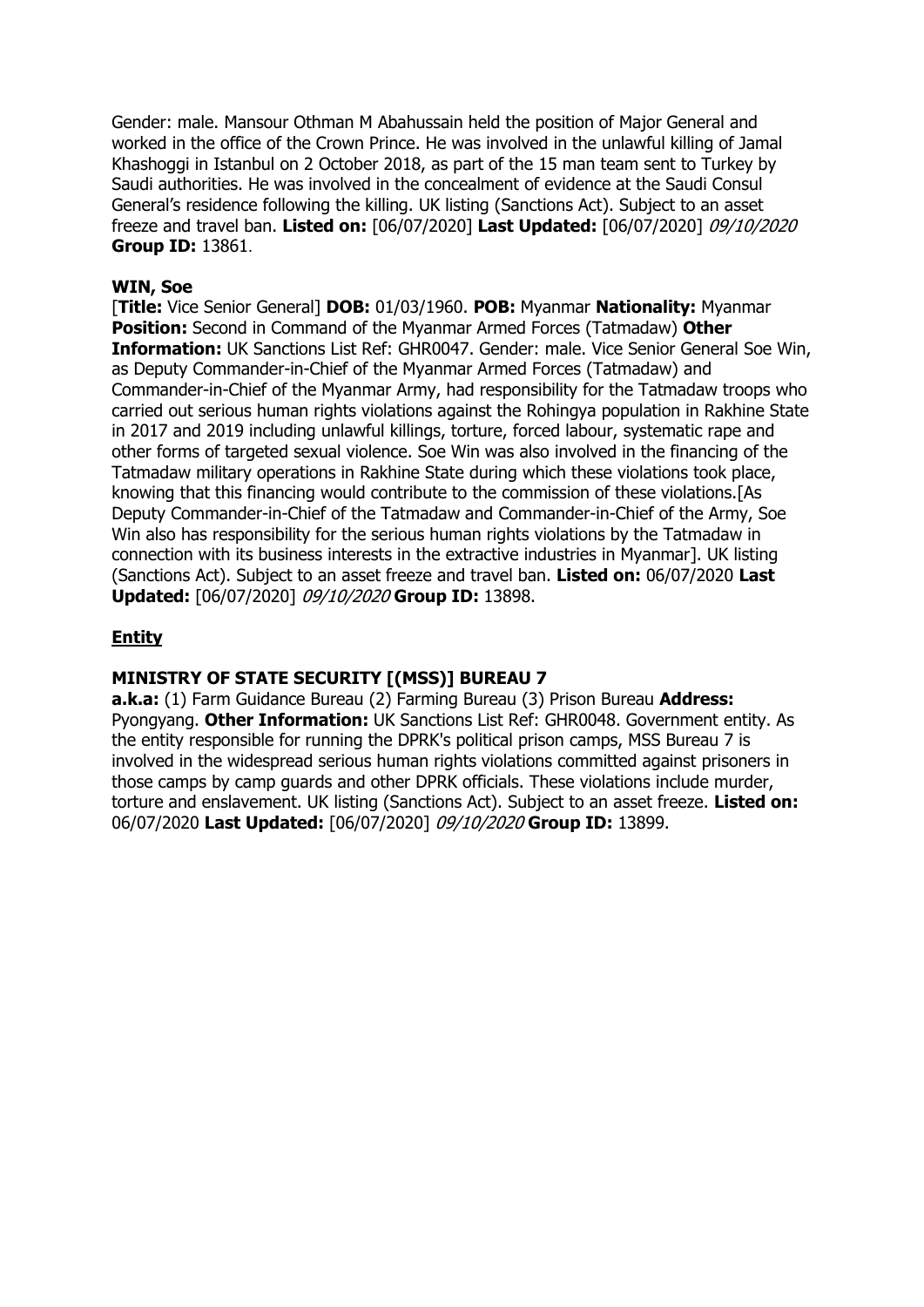Gender: male. Mansour Othman M Abahussain held the position of Major General and worked in the office of the Crown Prince. He was involved in the unlawful killing of Jamal Khashoggi in Istanbul on 2 October 2018, as part of the 15 man team sent to Turkey by Saudi authorities. He was involved in the concealment of evidence at the Saudi Consul General's residence following the killing. UK listing (Sanctions Act). Subject to an asset freeze and travel ban. **Listed on:** [06/07/2020] **Last Updated:** [06/07/2020] *09/10/2020* **Group ID:** 13861.

**WIN, Soe**

[**Title:** Vice Senior General] **DOB:** 01/03/1960. **POB:** Myanmar **Nationality:** Myanmar **Position:** Second in Command of the Myanmar Armed Forces (Tatmadaw) **Other Information:** UK Sanctions List Ref: GHR0047. Gender: male. Vice Senior General Soe Win, as Deputy Commander-in-Chief of the Myanmar Armed Forces (Tatmadaw) and Commander-in-Chief of the Myanmar Army, had responsibility for the Tatmadaw troops who carried out serious human rights violations against the Rohingya population in Rakhine State in 2017 and 2019 including unlawful killings, torture, forced labour, systematic rape and other forms of targeted sexual violence. Soe Win was also involved in the financing of the Tatmadaw military operations in Rakhine State during which these violations took place, knowing that this financing would contribute to the commission of these violations.[As Deputy Commander-in-Chief of the Tatmadaw and Commander-in-Chief of the Army, Soe Win also has responsibility for the serious human rights violations by the Tatmadaw in connection with its business interests in the extractive industries in Myanmar]. UK listing (Sanctions Act). Subject to an asset freeze and travel ban. **Listed on:** 06/07/2020 **Last Updated:** [06/07/2020] *09/10/2020* **Group ID:** 13898.

**Entity**

**MINISTRY OF STATE SECURITY [(MSS)] BUREAU 7**

**a.k.a:** (1) Farm Guidance Bureau (2) Farming Bureau (3) Prison Bureau **Address:** Pyongyang. **Other Information:** UK Sanctions List Ref: GHR0048. Government entity. As the entity responsible for running the DPRK's political prison camps, MSS Bureau 7 is involved in the widespread serious human rights violations committed against prisoners in those camps by camp guards and other DPRK officials. These violations include murder, torture and enslavement. UK listing (Sanctions Act). Subject to an asset freeze. **Listed on:** 06/07/2020 **Last Updated:** [06/07/2020] *09/10/2020* **Group ID:** 13899.